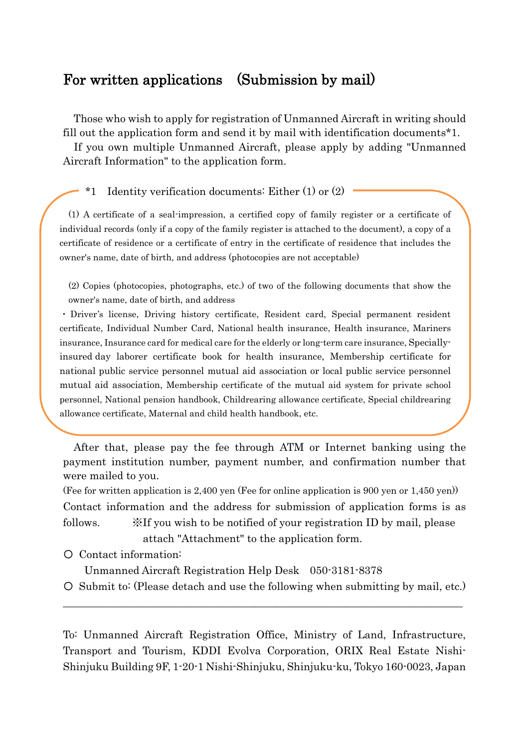## For written applications (Submission by mail)

Those who wish to apply for registration of Unmanned Aircraft in writing should fill out the application form and send it by mail with identification documents*1.

If you own multiple Unmanned Aircraft, please apply by adding "Unmanned Aircraft Information" to the application form.

*1 Identity verification documents: Either (1) or (2)

(1) A certificate of a seal-impression, a certified copy of family register or a certificate of individual records (only if a copy of the family register is attached to the document), a copy of a certificate of residence or a certificate of entry in the certificate of residence that includes the owner's name, date of birth, and address (photocopies are not acceptable)

(2) Copies (photocopies, photographs, etc.) of two of the following documents that show the owner's name, date of birth, and address

・Driver's license, Driving history certificate, Resident card, Special permanent resident certificate, Individual Number Card, National health insurance, Health insurance, Mariners insurance, Insurance card for medical care for the elderly or long-term care insurance, Specially-insured day laborer certificate book for health insurance, Membership certificate for national public service personnel mutual aid association or local public service personnel mutual aid association, Membership certificate of the mutual aid system for private school personnel, National pension handbook, Childrearing allowance certificate, Special childrearing allowance certificate, Maternal and child health handbook, etc.

After that, please pay the fee through ATM or Internet banking using the payment institution number, payment number, and confirmation number that were mailed to you.

(Fee for written application is 2,400 yen (Fee for online application is 900 yen or 1,450 yen))

Contact information and the address for submission of application forms is as follows.

※If you wish to be notified of your registration ID by mail, please attach "Attachment" to the application form.

○ Contact information:

Unmanned Aircraft Registration Help Desk 050-3181-8378

○ Submit to: (Please detach and use the following when submitting by mail, etc.)

---

To: Unmanned Aircraft Registration Office, Ministry of Land, Infrastructure, Transport and Tourism, KDDI Evolva Corporation, ORIX Real Estate Nishi-Shinjuku Building 9F, 1-20-1 Nishi-Shinjuku, Shinjuku-ku, Tokyo 160-0023, Japan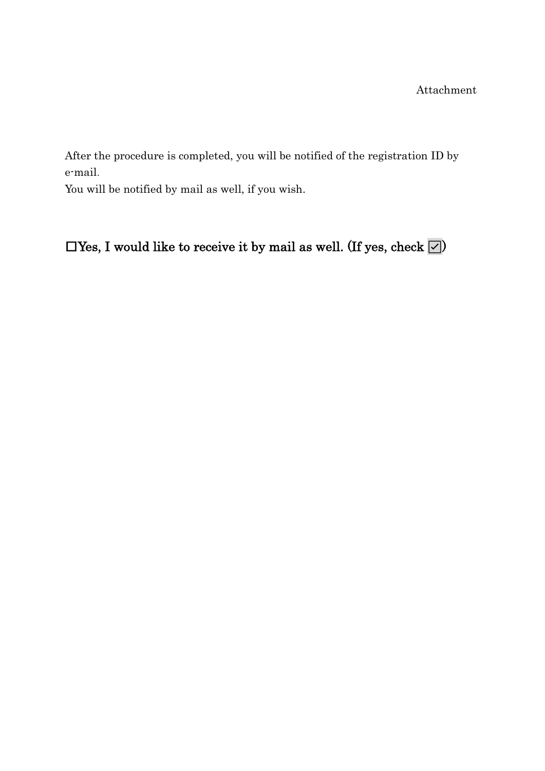Attachment

After the procedure is completed, you will be notified of the registration ID by e-mail.
You will be notified by mail as well, if you wish.

**☐Yes, I would like to receive it by mail as well. (If yes, check ☑)**